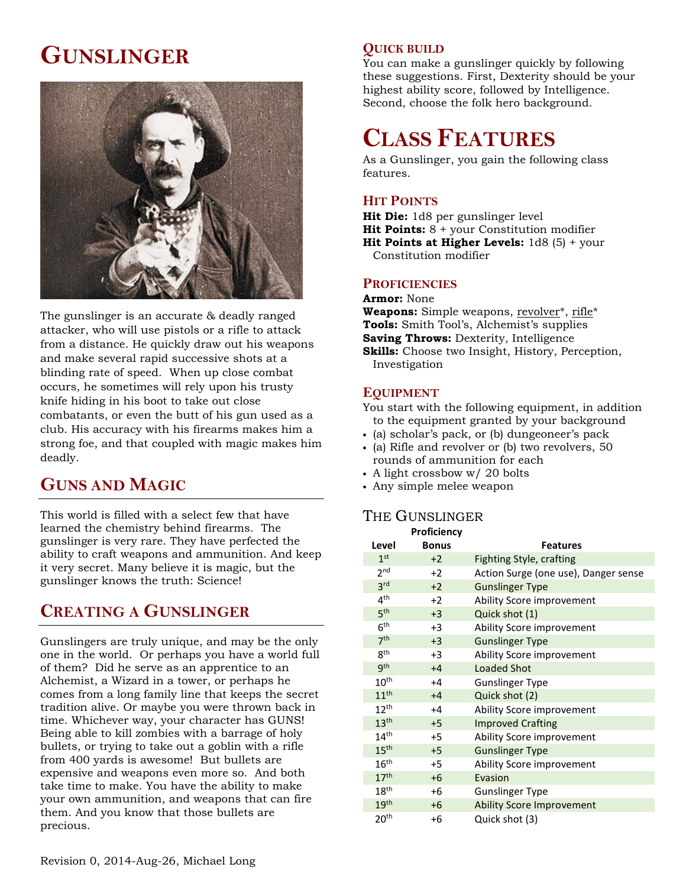# Gunslinger

The gunslinger is an accurate & deadly ranged attacker, who will use pistols or a rifle to attack from a distance. He quickly draw out his weapons and make several rapid successive shots at a blinding rate of speed. When up close combat occurs, he sometimes will rely upon his trusty knife hiding in his boot to take out close combatants, or even the butt of his gun used as a club. His accuracy with his firearms makes him a strong foe, and that coupled with magic makes him deadly.

## Guns and Magic

This world is filled with a select few that have learned the chemistry behind firearms. The gunslinger is very rare. They have perfected the ability to craft weapons and ammunition. And keep it very secret. Many believe it is magic, but the gunslinger knows the truth: Science!

## Creating a Gunslinger

Gunslingers are truly unique, and may be the only one in the world. Or perhaps you have a world full of them? Did he serve as an apprentice to an Alchemist, a Wizard in a tower, or perhaps he comes from a long family line that keeps the secret tradition alive. Or maybe you were thrown back in time. Whichever way, your character has GUNS! Being able to kill zombies with a barrage of holy bullets, or trying to take out a goblin with a rifle from 400 yards is awesome! But bullets are expensive and weapons even more so. And both take time to make. You have the ability to make your own ammunition, and weapons that can fire them. And you know that those bullets are precious.

### Quick Build

You can make a gunslinger quickly by following these suggestions. First, Dexterity should be your highest ability score, followed by Intelligence. Second, choose the folk hero background.

# Class Features

As a Gunslinger, you gain the following class features.

### Hit Points

**Hit Die:** 1d8 per gunslinger level
**Hit Points:** 8 + your Constitution modifier
**Hit Points at Higher Levels:** 1d8 (5) + your Constitution modifier

### Proficiencies

**Armor:** None
**Weapons:** Simple weapons, revolver*, rifle*
**Tools:** Smith Tool's, Alchemist's supplies
**Saving Throws:** Dexterity, Intelligence
**Skills:** Choose two Insight, History, Perception, Investigation

### Equipment

You start with the following equipment, in addition to the equipment granted by your background

- (a) scholar's pack, or (b) dungeoneer's pack
- (a) Rifle and revolver or (b) two revolvers, 50 rounds of ammunition for each
- A light crossbow w/ 20 bolts
- Any simple melee weapon

### The Gunslinger

| Level | Proficiency Bonus | Features |
|---|---|---|
| 1st | +2 | Fighting Style, crafting |
| 2nd | +2 | Action Surge (one use), Danger sense |
| 3rd | +2 | Gunslinger Type |
| 4th | +2 | Ability Score improvement |
| 5th | +3 | Quick shot (1) |
| 6th | +3 | Ability Score improvement |
| 7th | +3 | Gunslinger Type |
| 8th | +3 | Ability Score improvement |
| 9th | +4 | Loaded Shot |
| 10th | +4 | Gunslinger Type |
| 11th | +4 | Quick shot (2) |
| 12th | +4 | Ability Score improvement |
| 13th | +5 | Improved Crafting |
| 14th | +5 | Ability Score improvement |
| 15th | +5 | Gunslinger Type |
| 16th | +5 | Ability Score improvement |
| 17th | +6 | Evasion |
| 18th | +6 | Gunslinger Type |
| 19th | +6 | Ability Score Improvement |
| 20th | +6 | Quick shot (3) |

Revision 0, 2014-Aug-26, Michael Long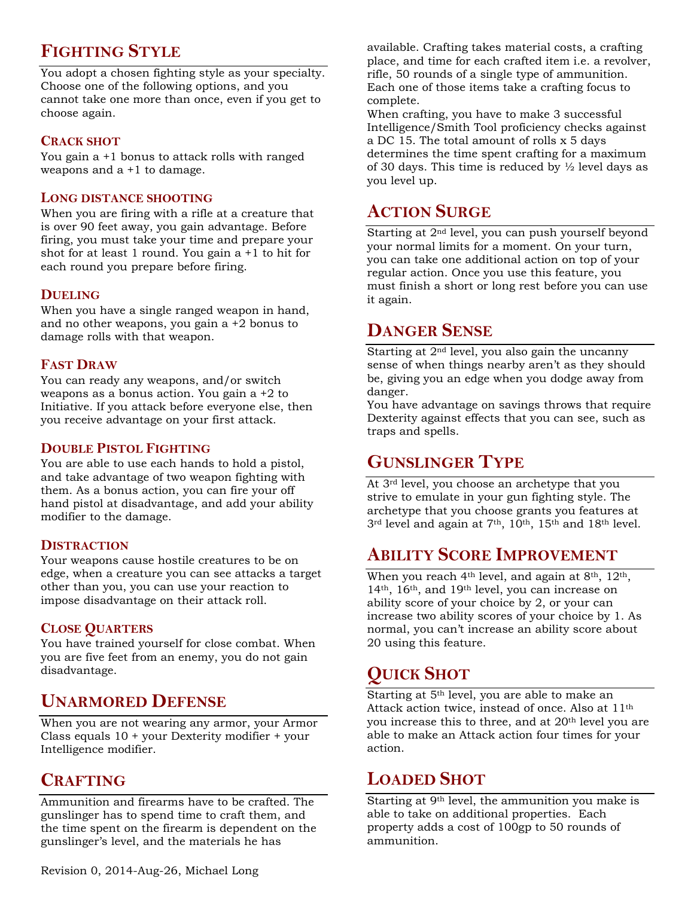## Fighting Style

You adopt a chosen fighting style as your specialty. Choose one of the following options, and you cannot take one more than once, even if you get to choose again.

### Crack shot

You gain a +1 bonus to attack rolls with ranged weapons and a +1 to damage.

### Long distance shooting

When you are firing with a rifle at a creature that is over 90 feet away, you gain advantage. Before firing, you must take your time and prepare your shot for at least 1 round. You gain a +1 to hit for each round you prepare before firing.

### Dueling

When you have a single ranged weapon in hand, and no other weapons, you gain a +2 bonus to damage rolls with that weapon.

### Fast Draw

You can ready any weapons, and/or switch weapons as a bonus action. You gain a +2 to Initiative. If you attack before everyone else, then you receive advantage on your first attack.

### Double Pistol Fighting

You are able to use each hands to hold a pistol, and take advantage of two weapon fighting with them. As a bonus action, you can fire your off hand pistol at disadvantage, and add your ability modifier to the damage.

### Distraction

Your weapons cause hostile creatures to be on edge, when a creature you can see attacks a target other than you, you can use your reaction to impose disadvantage on their attack roll.

### Close Quarters

You have trained yourself for close combat. When you are five feet from an enemy, you do not gain disadvantage.

## Unarmored Defense

When you are not wearing any armor, your Armor Class equals 10 + your Dexterity modifier + your Intelligence modifier.

## Crafting

Ammunition and firearms have to be crafted. The gunslinger has to spend time to craft them, and the time spent on the firearm is dependent on the gunslinger's level, and the materials he has available. Crafting takes material costs, a crafting place, and time for each crafted item i.e. a revolver, rifle, 50 rounds of a single type of ammunition. Each one of those items take a crafting focus to complete.

When crafting, you have to make 3 successful Intelligence/Smith Tool proficiency checks against a DC 15. The total amount of rolls x 5 days determines the time spent crafting for a maximum of 30 days. This time is reduced by ½ level days as you level up.

## Action Surge

Starting at 2nd level, you can push yourself beyond your normal limits for a moment. On your turn, you can take one additional action on top of your regular action. Once you use this feature, you must finish a short or long rest before you can use it again.

## Danger Sense

Starting at 2nd level, you also gain the uncanny sense of when things nearby aren't as they should be, giving you an edge when you dodge away from danger.

You have advantage on savings throws that require Dexterity against effects that you can see, such as traps and spells.

## Gunslinger Type

At 3rd level, you choose an archetype that you strive to emulate in your gun fighting style. The archetype that you choose grants you features at 3rd level and again at 7th, 10th, 15th and 18th level.

## Ability Score Improvement

When you reach 4th level, and again at 8th, 12th, 14th, 16th, and 19th level, you can increase on ability score of your choice by 2, or your can increase two ability scores of your choice by 1. As normal, you can't increase an ability score about 20 using this feature.

## Quick Shot

Starting at 5th level, you are able to make an Attack action twice, instead of once. Also at 11th you increase this to three, and at 20th level you are able to make an Attack action four times for your action.

## Loaded Shot

Starting at 9th level, the ammunition you make is able to take on additional properties. Each property adds a cost of 100gp to 50 rounds of ammunition.

Revision 0, 2014-Aug-26, Michael Long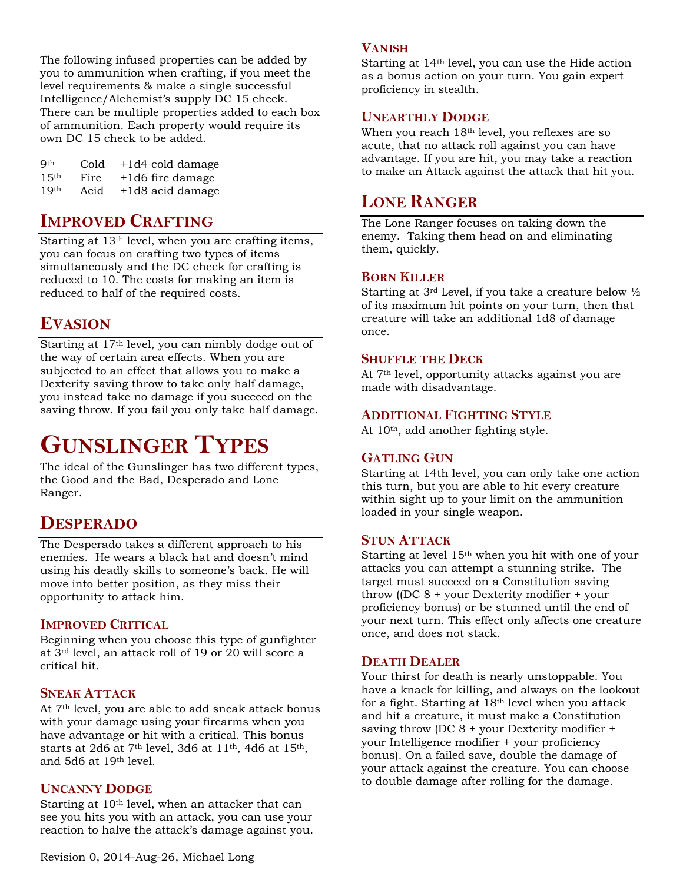The following infused properties can be added by you to ammunition when crafting, if you meet the level requirements & make a single successful Intelligence/Alchemist's supply DC 15 check. There can be multiple properties added to each box of ammunition. Each property would require its own DC 15 check to be added.

| | | |
|---|---|---|
| 9th | Cold | +1d4 cold damage |
| 15th | Fire | +1d6 fire damage |
| 19th | Acid | +1d8 acid damage |

## Improved Crafting

Starting at 13th level, when you are crafting items, you can focus on crafting two types of items simultaneously and the DC check for crafting is reduced to 10. The costs for making an item is reduced to half of the required costs.

## Evasion

Starting at 17th level, you can nimbly dodge out of the way of certain area effects. When you are subjected to an effect that allows you to make a Dexterity saving throw to take only half damage, you instead take no damage if you succeed on the saving throw. If you fail you only take half damage.

# Gunslinger Types

The ideal of the Gunslinger has two different types, the Good and the Bad, Desperado and Lone Ranger.

## Desperado

The Desperado takes a different approach to his enemies. He wears a black hat and doesn't mind using his deadly skills to someone's back. He will move into better position, as they miss their opportunity to attack him.

### Improved Critical

Beginning when you choose this type of gunfighter at 3rd level, an attack roll of 19 or 20 will score a critical hit.

### Sneak Attack

At 7th level, you are able to add sneak attack bonus with your damage using your firearms when you have advantage or hit with a critical. This bonus starts at 2d6 at 7th level, 3d6 at 11th, 4d6 at 15th, and 5d6 at 19th level.

### Uncanny Dodge

Starting at 10th level, when an attacker that can see you hits you with an attack, you can use your reaction to halve the attack's damage against you.

### Vanish

Starting at 14th level, you can use the Hide action as a bonus action on your turn. You gain expert proficiency in stealth.

### Unearthly Dodge

When you reach 18th level, you reflexes are so acute, that no attack roll against you can have advantage. If you are hit, you may take a reaction to make an Attack against the attack that hit you.

## Lone Ranger

The Lone Ranger focuses on taking down the enemy. Taking them head on and eliminating them, quickly.

### Born Killer

Starting at 3rd Level, if you take a creature below ½ of its maximum hit points on your turn, then that creature will take an additional 1d8 of damage once.

### Shuffle the Deck

At 7th level, opportunity attacks against you are made with disadvantage.

### Additional Fighting Style

At 10th, add another fighting style.

### Gatling Gun

Starting at 14th level, you can only take one action this turn, but you are able to hit every creature within sight up to your limit on the ammunition loaded in your single weapon.

### Stun Attack

Starting at level 15th when you hit with one of your attacks you can attempt a stunning strike. The target must succeed on a Constitution saving throw ((DC 8 + your Dexterity modifier + your proficiency bonus) or be stunned until the end of your next turn. This effect only affects one creature once, and does not stack.

### Death Dealer

Your thirst for death is nearly unstoppable. You have a knack for killing, and always on the lookout for a fight. Starting at 18th level when you attack and hit a creature, it must make a Constitution saving throw (DC 8 + your Dexterity modifier + your Intelligence modifier + your proficiency bonus). On a failed save, double the damage of your attack against the creature. You can choose to double damage after rolling for the damage.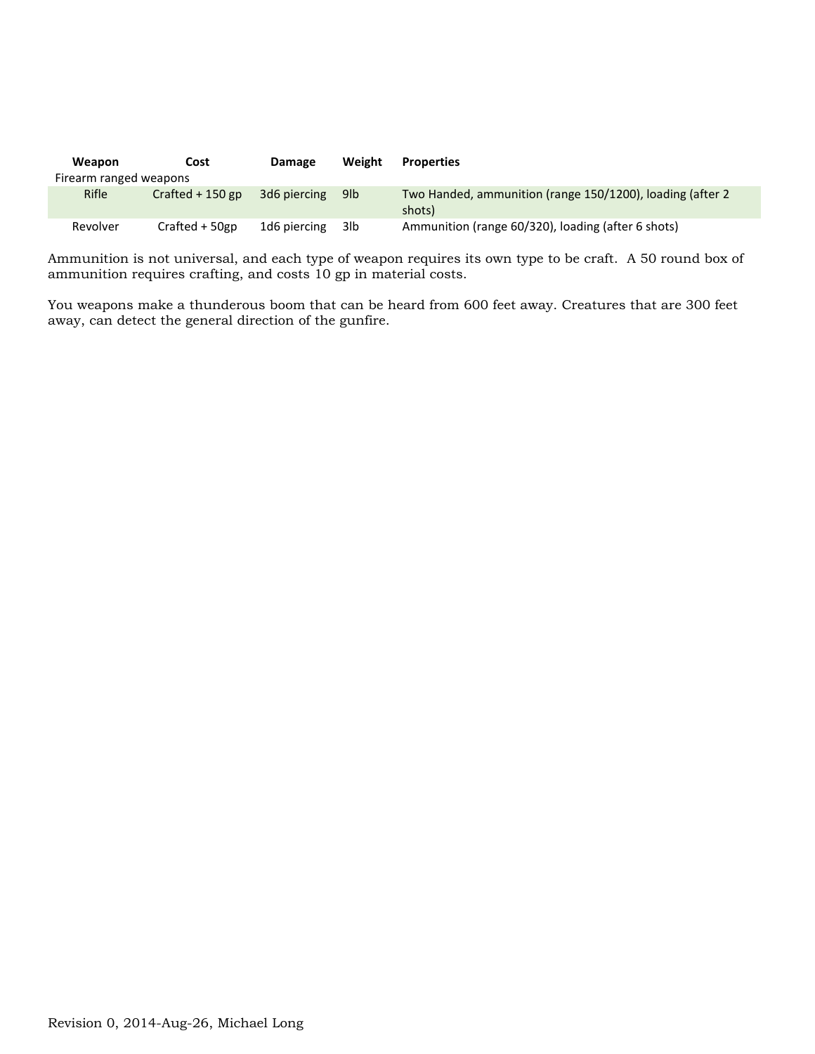| Weapon | Cost | Damage | Weight | Properties |
|---|---|---|---|---|
| Firearm ranged weapons | | | | |
| Rifle | Crafted + 150 gp | 3d6 piercing | 9lb | Two Handed, ammunition (range 150/1200), loading (after 2 shots) |
| Revolver | Crafted + 50gp | 1d6 piercing | 3lb | Ammunition (range 60/320), loading (after 6 shots) |

Ammunition is not universal, and each type of weapon requires its own type to be craft. A 50 round box of ammunition requires crafting, and costs 10 gp in material costs.

You weapons make a thunderous boom that can be heard from 600 feet away. Creatures that are 300 feet away, can detect the general direction of the gunfire.

Revision 0, 2014-Aug-26, Michael Long